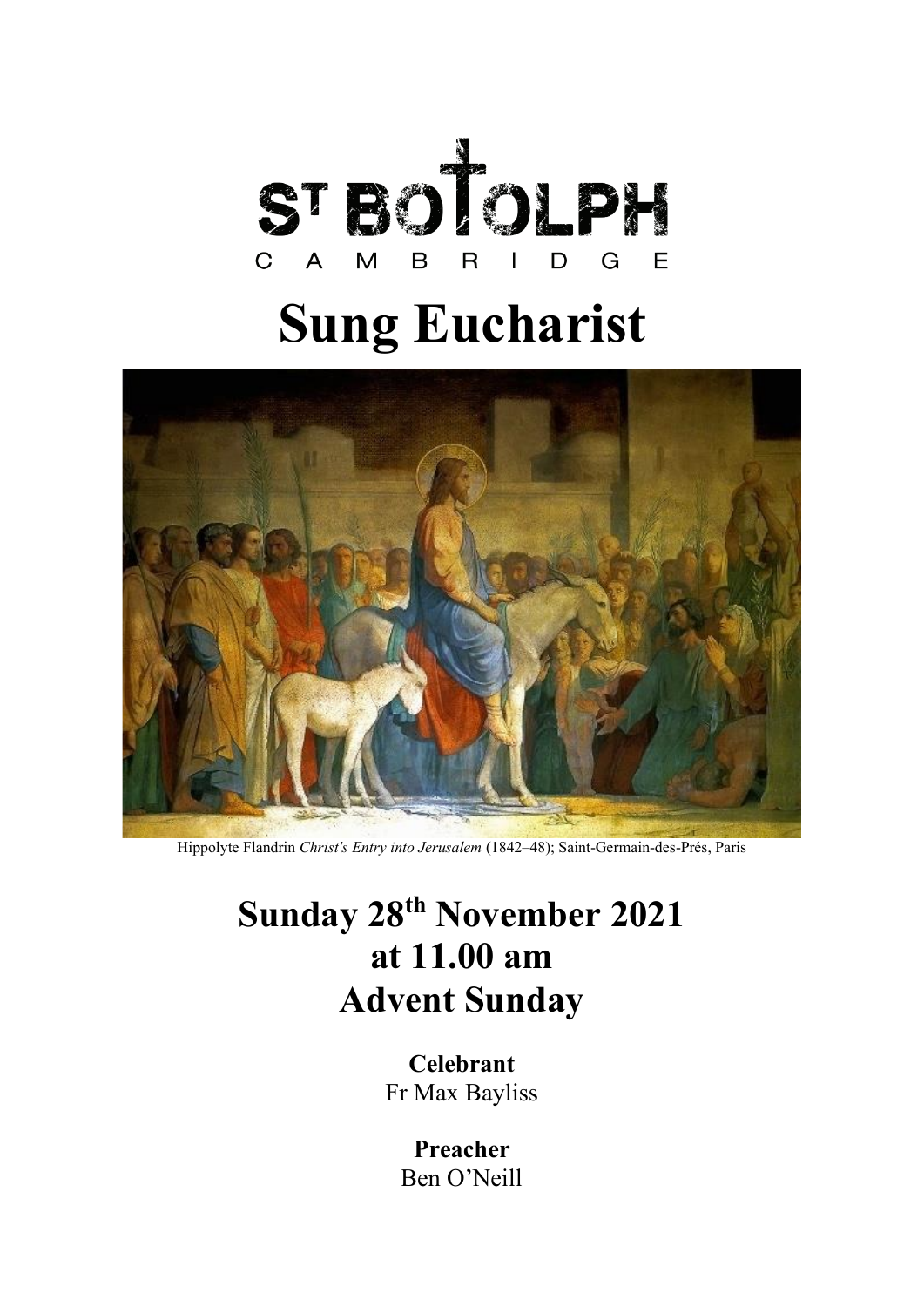ST BOTOLPH

CAMBRIDGE

# Sung Eucharist

Hippolyte Flandrin *Christ's Entry into Jerusalem* (1842–48); Saint-Germain-des-Prés, Paris

## Sunday 28th November 2021
## at 11.00 am
## Advent Sunday

**Celebrant**
Fr Max Bayliss

**Preacher**
Ben O'Neill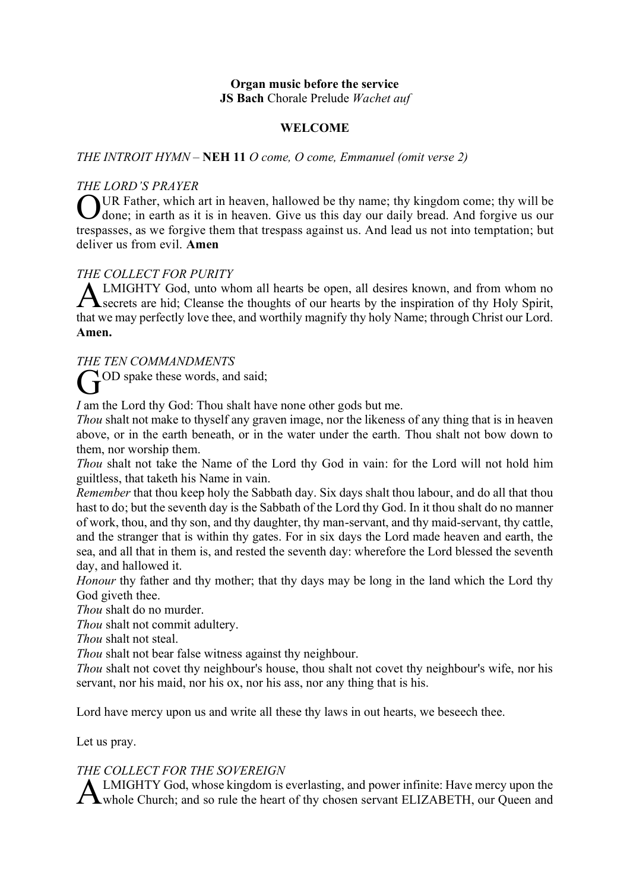**Organ music before the service**
**JS Bach** Chorale Prelude *Wachet auf*

**WELCOME**

*THE INTROIT HYMN* – **NEH 11** *O come, O come, Emmanuel (omit verse 2)*

*THE LORD'S PRAYER*

OUR Father, which art in heaven, hallowed be thy name; thy kingdom come; thy will be done; in earth as it is in heaven. Give us this day our daily bread. And forgive us our trespasses, as we forgive them that trespass against us. And lead us not into temptation; but deliver us from evil. **Amen**

*THE COLLECT FOR PURITY*

ALMIGHTY God, unto whom all hearts be open, all desires known, and from whom no secrets are hid; Cleanse the thoughts of our hearts by the inspiration of thy Holy Spirit, that we may perfectly love thee, and worthily magnify thy holy Name; through Christ our Lord. **Amen.**

*THE TEN COMMANDMENTS*

GOD spake these words, and said;

*I* am the Lord thy God: Thou shalt have none other gods but me.
*Thou* shalt not make to thyself any graven image, nor the likeness of any thing that is in heaven above, or in the earth beneath, or in the water under the earth. Thou shalt not bow down to them, nor worship them.
*Thou* shalt not take the Name of the Lord thy God in vain: for the Lord will not hold him guiltless, that taketh his Name in vain.
*Remember* that thou keep holy the Sabbath day. Six days shalt thou labour, and do all that thou hast to do; but the seventh day is the Sabbath of the Lord thy God. In it thou shalt do no manner of work, thou, and thy son, and thy daughter, thy man-servant, and thy maid-servant, thy cattle, and the stranger that is within thy gates. For in six days the Lord made heaven and earth, the sea, and all that in them is, and rested the seventh day: wherefore the Lord blessed the seventh day, and hallowed it.
*Honour* thy father and thy mother; that thy days may be long in the land which the Lord thy God giveth thee.
*Thou* shalt do no murder.
*Thou* shalt not commit adultery.
*Thou* shalt not steal.
*Thou* shalt not bear false witness against thy neighbour.
*Thou* shalt not covet thy neighbour's house, thou shalt not covet thy neighbour's wife, nor his servant, nor his maid, nor his ox, nor his ass, nor any thing that is his.

Lord have mercy upon us and write all these thy laws in out hearts, we beseech thee.

Let us pray.

*THE COLLECT FOR THE SOVEREIGN*

ALMIGHTY God, whose kingdom is everlasting, and power infinite: Have mercy upon the whole Church; and so rule the heart of thy chosen servant ELIZABETH, our Queen and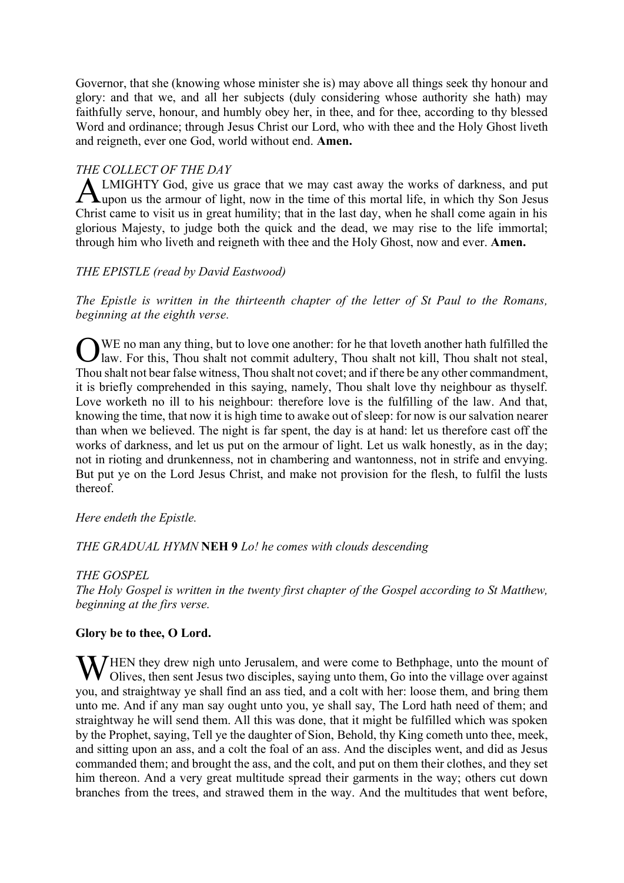Governor, that she (knowing whose minister she is) may above all things seek thy honour and glory: and that we, and all her subjects (duly considering whose authority she hath) may faithfully serve, honour, and humbly obey her, in thee, and for thee, according to thy blessed Word and ordinance; through Jesus Christ our Lord, who with thee and the Holy Ghost liveth and reigneth, ever one God, world without end. **Amen.**

*THE COLLECT OF THE DAY*

ALMIGHTY God, give us grace that we may cast away the works of darkness, and put upon us the armour of light, now in the time of this mortal life, in which thy Son Jesus Christ came to visit us in great humility; that in the last day, when he shall come again in his glorious Majesty, to judge both the quick and the dead, we may rise to the life immortal; through him who liveth and reigneth with thee and the Holy Ghost, now and ever. **Amen.**

*THE EPISTLE (read by David Eastwood)*

*The Epistle is written in the thirteenth chapter of the letter of St Paul to the Romans, beginning at the eighth verse.*

OWE no man any thing, but to love one another: for he that loveth another hath fulfilled the law. For this, Thou shalt not commit adultery, Thou shalt not kill, Thou shalt not steal, Thou shalt not bear false witness, Thou shalt not covet; and if there be any other commandment, it is briefly comprehended in this saying, namely, Thou shalt love thy neighbour as thyself. Love worketh no ill to his neighbour: therefore love is the fulfilling of the law. And that, knowing the time, that now it is high time to awake out of sleep: for now is our salvation nearer than when we believed. The night is far spent, the day is at hand: let us therefore cast off the works of darkness, and let us put on the armour of light. Let us walk honestly, as in the day; not in rioting and drunkenness, not in chambering and wantonness, not in strife and envying. But put ye on the Lord Jesus Christ, and make not provision for the flesh, to fulfil the lusts thereof.

*Here endeth the Epistle.*

*THE GRADUAL HYMN* **NEH 9** *Lo! he comes with clouds descending*

*THE GOSPEL*

*The Holy Gospel is written in the twenty first chapter of the Gospel according to St Matthew, beginning at the firs verse.*

**Glory be to thee, O Lord.**

WHEN they drew nigh unto Jerusalem, and were come to Bethphage, unto the mount of Olives, then sent Jesus two disciples, saying unto them, Go into the village over against you, and straightway ye shall find an ass tied, and a colt with her: loose them, and bring them unto me. And if any man say ought unto you, ye shall say, The Lord hath need of them; and straightway he will send them. All this was done, that it might be fulfilled which was spoken by the Prophet, saying, Tell ye the daughter of Sion, Behold, thy King cometh unto thee, meek, and sitting upon an ass, and a colt the foal of an ass. And the disciples went, and did as Jesus commanded them; and brought the ass, and the colt, and put on them their clothes, and they set him thereon. And a very great multitude spread their garments in the way; others cut down branches from the trees, and strawed them in the way. And the multitudes that went before,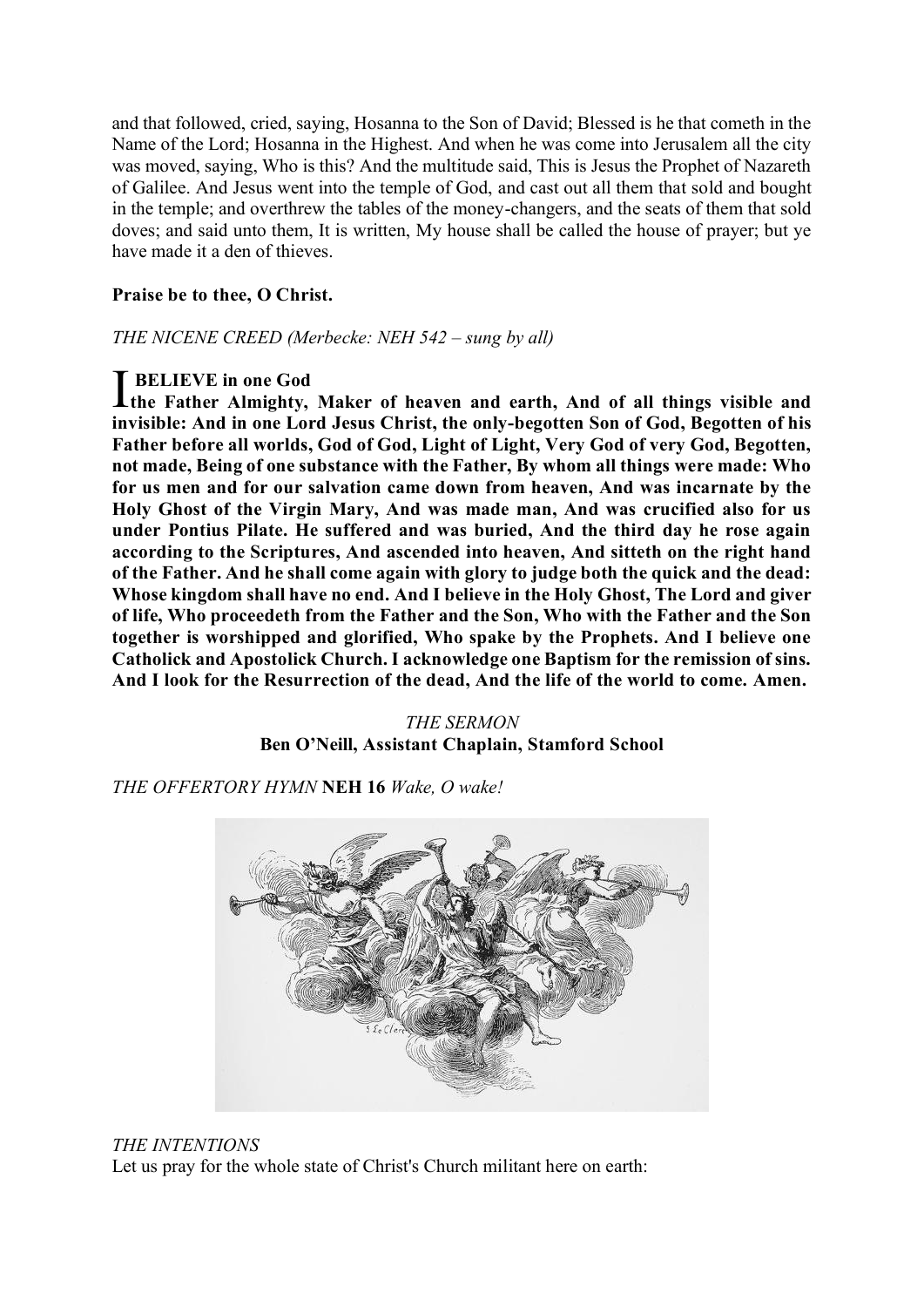and that followed, cried, saying, Hosanna to the Son of David; Blessed is he that cometh in the Name of the Lord; Hosanna in the Highest. And when he was come into Jerusalem all the city was moved, saying, Who is this? And the multitude said, This is Jesus the Prophet of Nazareth of Galilee. And Jesus went into the temple of God, and cast out all them that sold and bought in the temple; and overthrew the tables of the money-changers, and the seats of them that sold doves; and said unto them, It is written, My house shall be called the house of prayer; but ye have made it a den of thieves.

**Praise be to thee, O Christ.**

*THE NICENE CREED (Merbecke: NEH 542 – sung by all)*

**I BELIEVE in one God the Father Almighty, Maker of heaven and earth, And of all things visible and invisible: And in one Lord Jesus Christ, the only-begotten Son of God, Begotten of his Father before all worlds, God of God, Light of Light, Very God of very God, Begotten, not made, Being of one substance with the Father, By whom all things were made: Who for us men and for our salvation came down from heaven, And was incarnate by the Holy Ghost of the Virgin Mary, And was made man, And was crucified also for us under Pontius Pilate. He suffered and was buried, And the third day he rose again according to the Scriptures, And ascended into heaven, And sitteth on the right hand of the Father. And he shall come again with glory to judge both the quick and the dead: Whose kingdom shall have no end. And I believe in the Holy Ghost, The Lord and giver of life, Who proceedeth from the Father and the Son, Who with the Father and the Son together is worshipped and glorified, Who spake by the Prophets. And I believe one Catholick and Apostolick Church. I acknowledge one Baptism for the remission of sins. And I look for the Resurrection of the dead, And the life of the world to come. Amen.**

*THE SERMON*
**Ben O'Neill, Assistant Chaplain, Stamford School**

*THE OFFERTORY HYMN* **NEH 16** *Wake, O wake!*

*THE INTENTIONS*
Let us pray for the whole state of Christ's Church militant here on earth: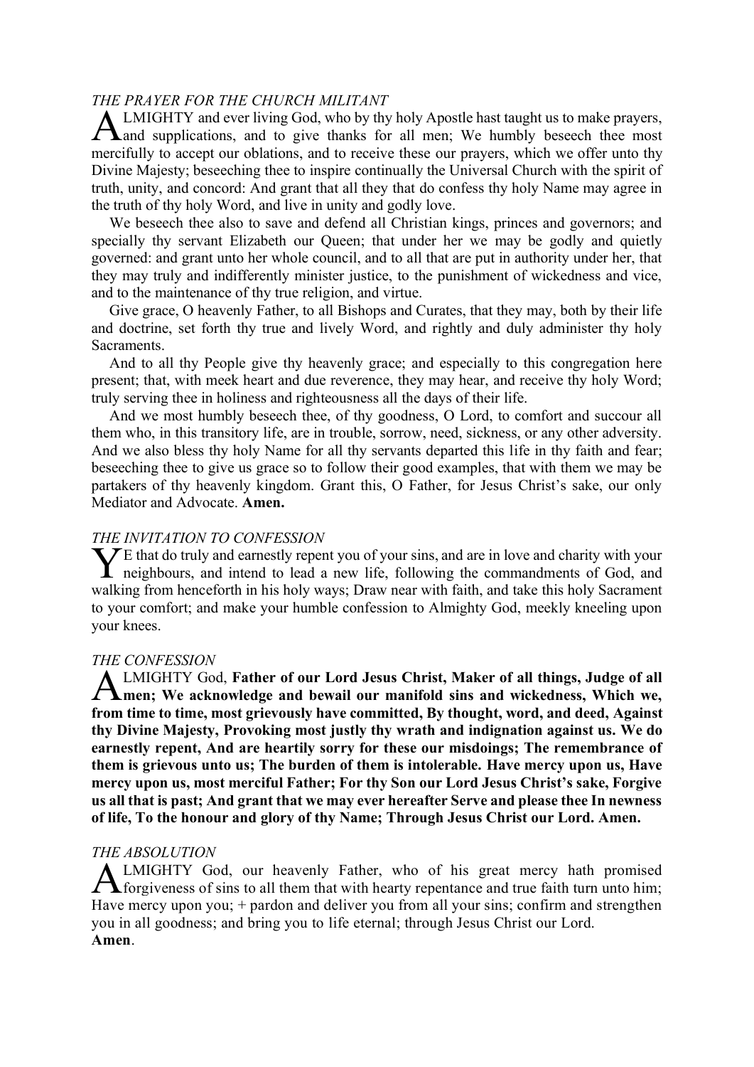*THE PRAYER FOR THE CHURCH MILITANT*

ALMIGHTY and ever living God, who by thy holy Apostle hast taught us to make prayers, and supplications, and to give thanks for all men; We humbly beseech thee most mercifully to accept our oblations, and to receive these our prayers, which we offer unto thy Divine Majesty; beseeching thee to inspire continually the Universal Church with the spirit of truth, unity, and concord: And grant that all they that do confess thy holy Name may agree in the truth of thy holy Word, and live in unity and godly love.

We beseech thee also to save and defend all Christian kings, princes and governors; and specially thy servant Elizabeth our Queen; that under her we may be godly and quietly governed: and grant unto her whole council, and to all that are put in authority under her, that they may truly and indifferently minister justice, to the punishment of wickedness and vice, and to the maintenance of thy true religion, and virtue.

Give grace, O heavenly Father, to all Bishops and Curates, that they may, both by their life and doctrine, set forth thy true and lively Word, and rightly and duly administer thy holy Sacraments.

And to all thy People give thy heavenly grace; and especially to this congregation here present; that, with meek heart and due reverence, they may hear, and receive thy holy Word; truly serving thee in holiness and righteousness all the days of their life.

And we most humbly beseech thee, of thy goodness, O Lord, to comfort and succour all them who, in this transitory life, are in trouble, sorrow, need, sickness, or any other adversity. And we also bless thy holy Name for all thy servants departed this life in thy faith and fear; beseeching thee to give us grace so to follow their good examples, that with them we may be partakers of thy heavenly kingdom. Grant this, O Father, for Jesus Christ's sake, our only Mediator and Advocate. **Amen.**

*THE INVITATION TO CONFESSION*

YE that do truly and earnestly repent you of your sins, and are in love and charity with your neighbours, and intend to lead a new life, following the commandments of God, and walking from henceforth in his holy ways; Draw near with faith, and take this holy Sacrament to your comfort; and make your humble confession to Almighty God, meekly kneeling upon your knees.

*THE CONFESSION*

ALMIGHTY God, **Father of our Lord Jesus Christ, Maker of all things, Judge of all men; We acknowledge and bewail our manifold sins and wickedness, Which we, from time to time, most grievously have committed, By thought, word, and deed, Against thy Divine Majesty, Provoking most justly thy wrath and indignation against us. We do earnestly repent, And are heartily sorry for these our misdoings; The remembrance of them is grievous unto us; The burden of them is intolerable. Have mercy upon us, Have mercy upon us, most merciful Father; For thy Son our Lord Jesus Christ's sake, Forgive us all that is past; And grant that we may ever hereafter Serve and please thee In newness of life, To the honour and glory of thy Name; Through Jesus Christ our Lord. Amen.**

*THE ABSOLUTION*

ALMIGHTY God, our heavenly Father, who of his great mercy hath promised forgiveness of sins to all them that with hearty repentance and true faith turn unto him; Have mercy upon you; + pardon and deliver you from all your sins; confirm and strengthen you in all goodness; and bring you to life eternal; through Jesus Christ our Lord.
**Amen**.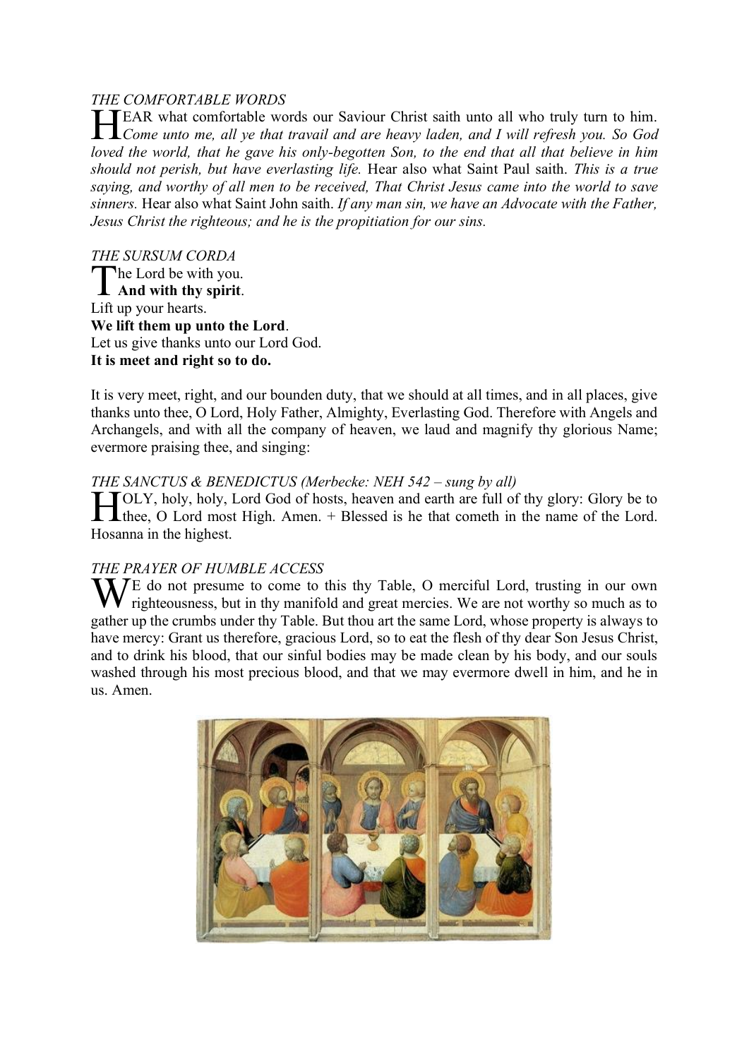*THE COMFORTABLE WORDS*

HEAR what comfortable words our Saviour Christ saith unto all who truly turn to him. *Come unto me, all ye that travail and are heavy laden, and I will refresh you. So God loved the world, that he gave his only-begotten Son, to the end that all that believe in him should not perish, but have everlasting life.* Hear also what Saint Paul saith. *This is a true saying, and worthy of all men to be received, That Christ Jesus came into the world to save sinners.* Hear also what Saint John saith. *If any man sin, we have an Advocate with the Father, Jesus Christ the righteous; and he is the propitiation for our sins.*

*THE SURSUM CORDA*

The Lord be with you.
**And with thy spirit**.
Lift up your hearts.
**We lift them up unto the Lord**.
Let us give thanks unto our Lord God.
**It is meet and right so to do.**

It is very meet, right, and our bounden duty, that we should at all times, and in all places, give thanks unto thee, O Lord, Holy Father, Almighty, Everlasting God. Therefore with Angels and Archangels, and with all the company of heaven, we laud and magnify thy glorious Name; evermore praising thee, and singing:

*THE SANCTUS & BENEDICTUS (Merbecke: NEH 542 – sung by all)*

HOLY, holy, holy, Lord God of hosts, heaven and earth are full of thy glory: Glory be to thee, O Lord most High. Amen. + Blessed is he that cometh in the name of the Lord. Hosanna in the highest.

*THE PRAYER OF HUMBLE ACCESS*

WE do not presume to come to this thy Table, O merciful Lord, trusting in our own righteousness, but in thy manifold and great mercies. We are not worthy so much as to gather up the crumbs under thy Table. But thou art the same Lord, whose property is always to have mercy: Grant us therefore, gracious Lord, so to eat the flesh of thy dear Son Jesus Christ, and to drink his blood, that our sinful bodies may be made clean by his body, and our souls washed through his most precious blood, and that we may evermore dwell in him, and he in us. Amen.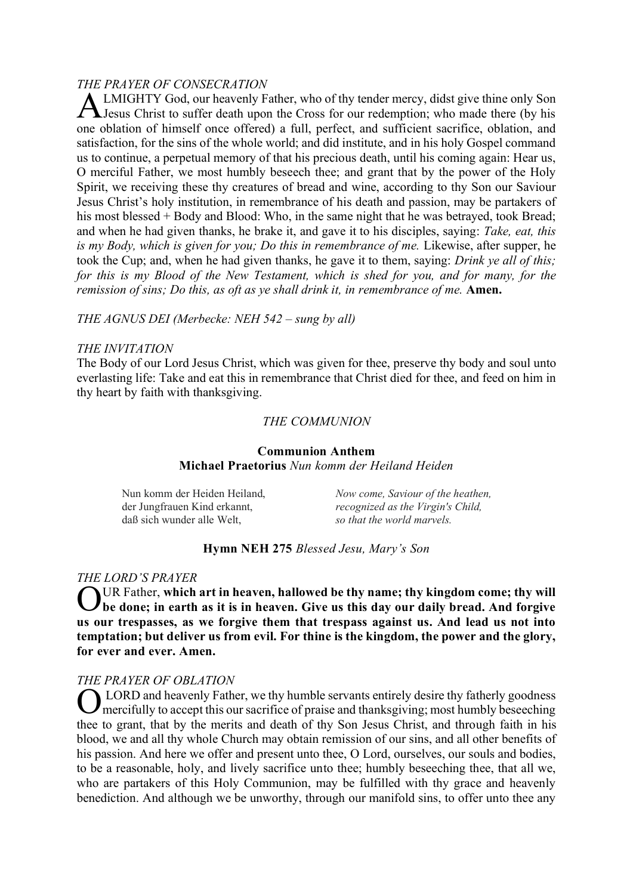*THE PRAYER OF CONSECRATION*

ALMIGHTY God, our heavenly Father, who of thy tender mercy, didst give thine only Son Jesus Christ to suffer death upon the Cross for our redemption; who made there (by his one oblation of himself once offered) a full, perfect, and sufficient sacrifice, oblation, and satisfaction, for the sins of the whole world; and did institute, and in his holy Gospel command us to continue, a perpetual memory of that his precious death, until his coming again: Hear us, O merciful Father, we most humbly beseech thee; and grant that by the power of the Holy Spirit, we receiving these thy creatures of bread and wine, according to thy Son our Saviour Jesus Christ's holy institution, in remembrance of his death and passion, may be partakers of his most blessed + Body and Blood: Who, in the same night that he was betrayed, took Bread; and when he had given thanks, he brake it, and gave it to his disciples, saying: *Take, eat, this is my Body, which is given for you; Do this in remembrance of me.* Likewise, after supper, he took the Cup; and, when he had given thanks, he gave it to them, saying: *Drink ye all of this; for this is my Blood of the New Testament, which is shed for you, and for many, for the remission of sins; Do this, as oft as ye shall drink it, in remembrance of me.* **Amen.**

*THE AGNUS DEI (Merbecke: NEH 542 – sung by all)*

*THE INVITATION*

The Body of our Lord Jesus Christ, which was given for thee, preserve thy body and soul unto everlasting life: Take and eat this in remembrance that Christ died for thee, and feed on him in thy heart by faith with thanksgiving.

*THE COMMUNION*

**Communion Anthem**
**Michael Praetorius** *Nun komm der Heiland Heiden*

| | |
|---|---|
| Nun komm der Heiden Heiland, | *Now come, Saviour of the heathen,* |
| der Jungfrauen Kind erkannt, | *recognized as the Virgin's Child,* |
| daß sich wunder alle Welt, | *so that the world marvels.* |

**Hymn NEH 275** *Blessed Jesu, Mary's Son*

*THE LORD'S PRAYER*

OUR Father, **which art in heaven, hallowed be thy name; thy kingdom come; thy will be done; in earth as it is in heaven. Give us this day our daily bread. And forgive us our trespasses, as we forgive them that trespass against us. And lead us not into temptation; but deliver us from evil. For thine is the kingdom, the power and the glory, for ever and ever. Amen.**

*THE PRAYER OF OBLATION*

O LORD and heavenly Father, we thy humble servants entirely desire thy fatherly goodness mercifully to accept this our sacrifice of praise and thanksgiving; most humbly beseeching thee to grant, that by the merits and death of thy Son Jesus Christ, and through faith in his blood, we and all thy whole Church may obtain remission of our sins, and all other benefits of his passion. And here we offer and present unto thee, O Lord, ourselves, our souls and bodies, to be a reasonable, holy, and lively sacrifice unto thee; humbly beseeching thee, that all we, who are partakers of this Holy Communion, may be fulfilled with thy grace and heavenly benediction. And although we be unworthy, through our manifold sins, to offer unto thee any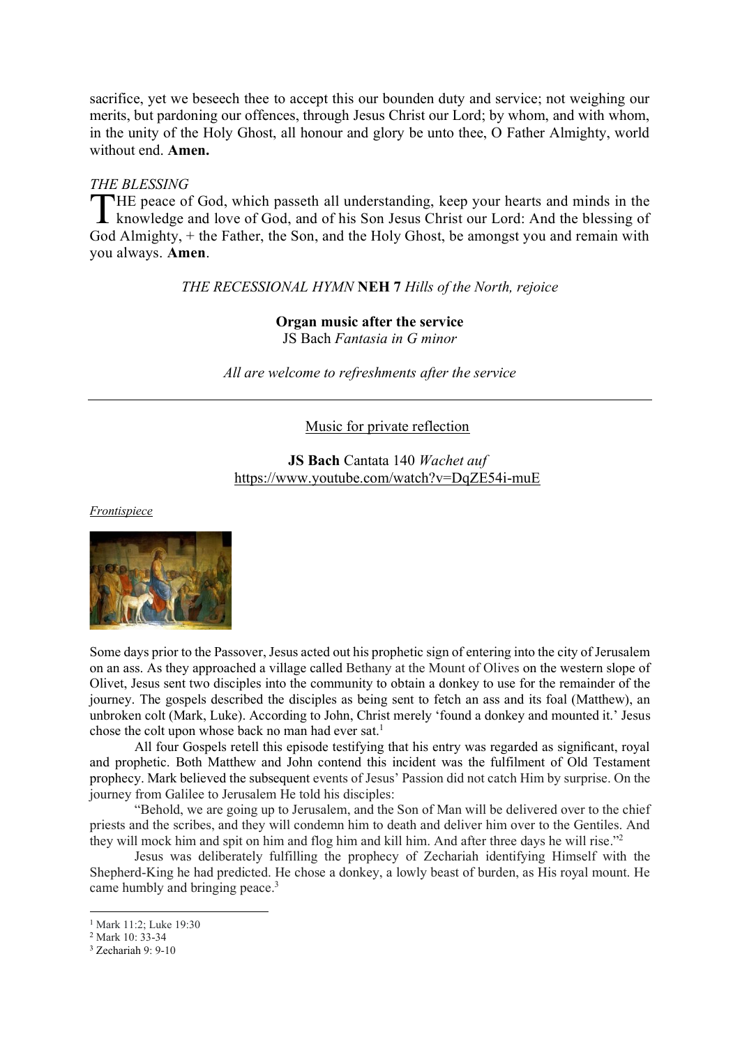sacrifice, yet we beseech thee to accept this our bounden duty and service; not weighing our merits, but pardoning our offences, through Jesus Christ our Lord; by whom, and with whom, in the unity of the Holy Ghost, all honour and glory be unto thee, O Father Almighty, world without end. **Amen.**

*THE BLESSING*

THE peace of God, which passeth all understanding, keep your hearts and minds in the knowledge and love of God, and of his Son Jesus Christ our Lord: And the blessing of God Almighty, + the Father, the Son, and the Holy Ghost, be amongst you and remain with you always. **Amen**.

*THE RECESSIONAL HYMN* **NEH 7** *Hills of the North, rejoice*

**Organ music after the service**
JS Bach *Fantasia in G minor*

*All are welcome to refreshments after the service*

---

Music for private reflection

**JS Bach** Cantata 140 *Wachet auf*
https://www.youtube.com/watch?v=DqZE54i-muE

*Frontispiece*

Some days prior to the Passover, Jesus acted out his prophetic sign of entering into the city of Jerusalem on an ass. As they approached a village called Bethany at the Mount of Olives on the western slope of Olivet, Jesus sent two disciples into the community to obtain a donkey to use for the remainder of the journey. The gospels described the disciples as being sent to fetch an ass and its foal (Matthew), an unbroken colt (Mark, Luke). According to John, Christ merely 'found a donkey and mounted it.' Jesus chose the colt upon whose back no man had ever sat.[1]

All four Gospels retell this episode testifying that his entry was regarded as significant, royal and prophetic. Both Matthew and John contend this incident was the fulfilment of Old Testament prophecy. Mark believed the subsequent events of Jesus' Passion did not catch Him by surprise. On the journey from Galilee to Jerusalem He told his disciples:

"Behold, we are going up to Jerusalem, and the Son of Man will be delivered over to the chief priests and the scribes, and they will condemn him to death and deliver him over to the Gentiles. And they will mock him and spit on him and flog him and kill him. And after three days he will rise."[2]

Jesus was deliberately fulfilling the prophecy of Zechariah identifying Himself with the Shepherd-King he had predicted. He chose a donkey, a lowly beast of burden, as His royal mount. He came humbly and bringing peace.[3]

---

[1] Mark 11:2; Luke 19:30
[2] Mark 10: 33-34
[3] Zechariah 9: 9-10